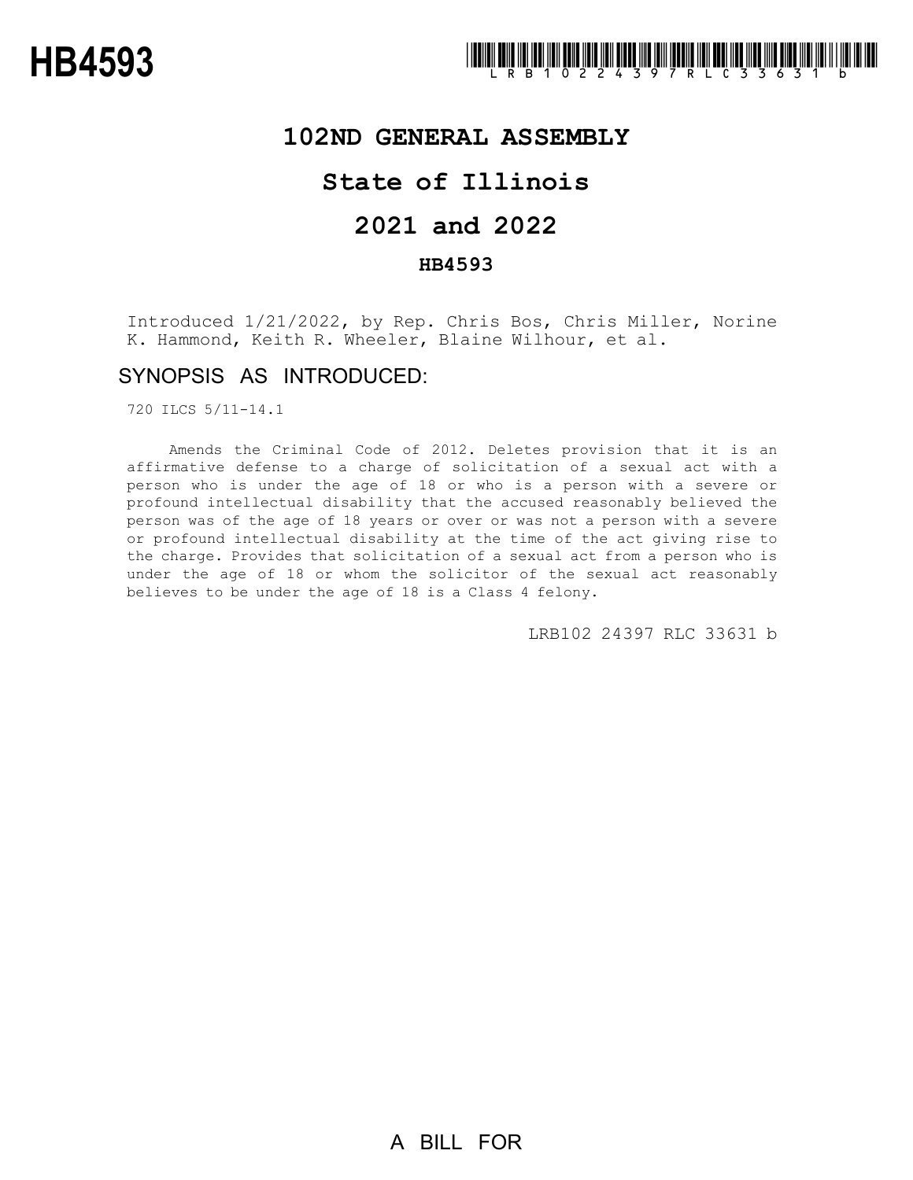# HB4593

LRB102 24397 RLC 33631 b

## 102ND GENERAL ASSEMBLY

## State of Illinois

## 2021 and 2022

### HB4593

Introduced 1/21/2022, by Rep. Chris Bos, Chris Miller, Norine K. Hammond, Keith R. Wheeler, Blaine Wilhour, et al.

## SYNOPSIS AS INTRODUCED:

720 ILCS 5/11-14.1

Amends the Criminal Code of 2012. Deletes provision that it is an affirmative defense to a charge of solicitation of a sexual act with a person who is under the age of 18 or who is a person with a severe or profound intellectual disability that the accused reasonably believed the person was of the age of 18 years or over or was not a person with a severe or profound intellectual disability at the time of the act giving rise to the charge. Provides that solicitation of a sexual act from a person who is under the age of 18 or whom the solicitor of the sexual act reasonably believes to be under the age of 18 is a Class 4 felony.

LRB102 24397 RLC 33631 b

A BILL FOR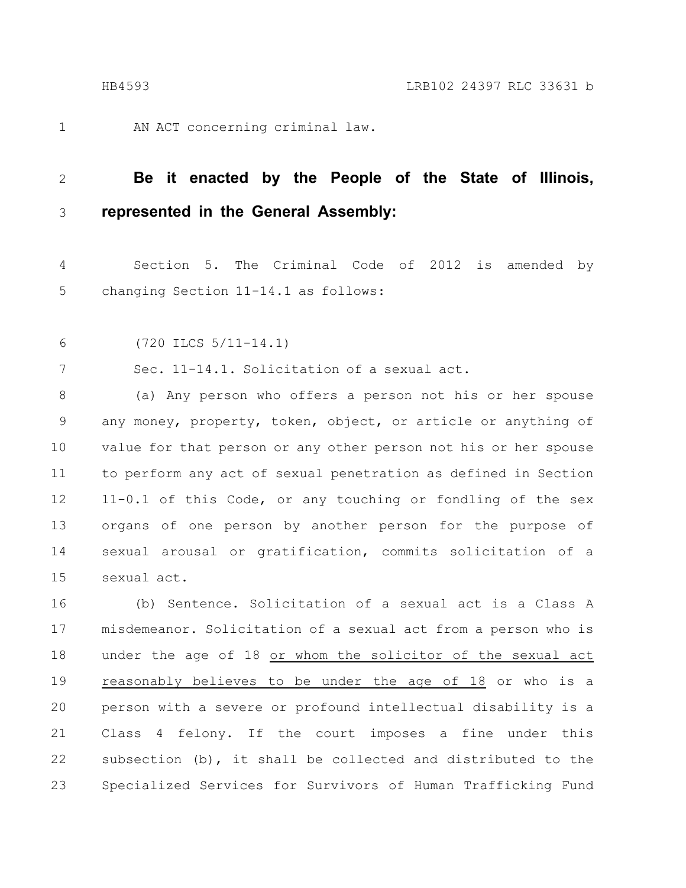AN ACT concerning criminal law.

**Be it enacted by the People of the State of Illinois, represented in the General Assembly:**

Section 5. The Criminal Code of 2012 is amended by changing Section 11-14.1 as follows:

(720 ILCS 5/11-14.1)

Sec. 11-14.1. Solicitation of a sexual act.

(a) Any person who offers a person not his or her spouse any money, property, token, object, or article or anything of value for that person or any other person not his or her spouse to perform any act of sexual penetration as defined in Section 11-0.1 of this Code, or any touching or fondling of the sex organs of one person by another person for the purpose of sexual arousal or gratification, commits solicitation of a sexual act.

(b) Sentence. Solicitation of a sexual act is a Class A misdemeanor. Solicitation of a sexual act from a person who is under the age of 18 <u>or whom the solicitor of the sexual act reasonably believes to be under the age of 18</u> or who is a person with a severe or profound intellectual disability is a Class 4 felony. If the court imposes a fine under this subsection (b), it shall be collected and distributed to the Specialized Services for Survivors of Human Trafficking Fund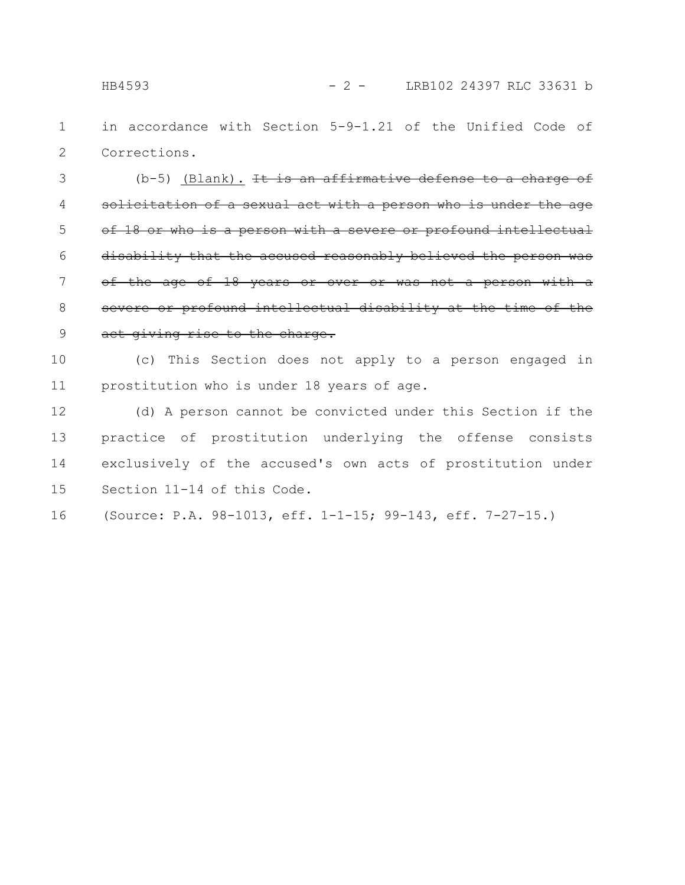in accordance with Section 5-9-1.21 of the Unified Code of Corrections.

(b-5) <u>(Blank).</u> ~~It is an affirmative defense to a charge of solicitation of a sexual act with a person who is under the age of 18 or who is a person with a severe or profound intellectual disability that the accused reasonably believed the person was of the age of 18 years or over or was not a person with a severe or profound intellectual disability at the time of the act giving rise to the charge.~~

(c) This Section does not apply to a person engaged in prostitution who is under 18 years of age.

(d) A person cannot be convicted under this Section if the practice of prostitution underlying the offense consists exclusively of the accused's own acts of prostitution under Section 11-14 of this Code.

(Source: P.A. 98-1013, eff. 1-1-15; 99-143, eff. 7-27-15.)